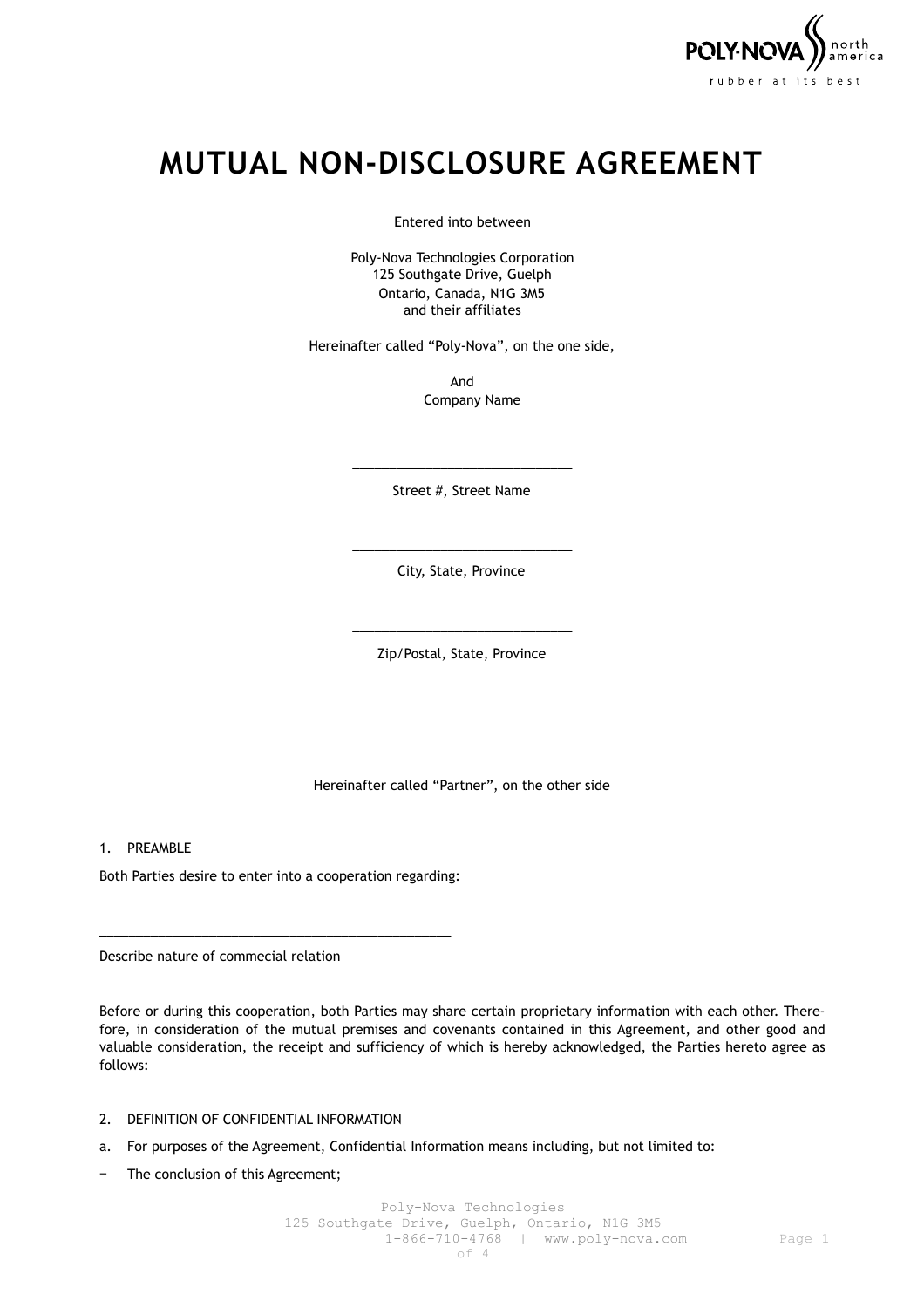# MUTUAL NON-DISCLOSURE AGREEMENT

Entered into between

Poly-Nova Technologies Corporation
125 Southgate Drive, Guelph
Ontario, Canada, N1G 3M5
and their affiliates

Hereinafter called "Poly-Nova", on the one side,

And
Company Name

\_\_\_\_\_\_\_\_\_\_\_\_\_\_\_\_\_\_\_\_\_\_\_\_\_\_\_\_\_\_

Street #, Street Name

\_\_\_\_\_\_\_\_\_\_\_\_\_\_\_\_\_\_\_\_\_\_\_\_\_\_\_\_\_\_

City, State, Province

\_\_\_\_\_\_\_\_\_\_\_\_\_\_\_\_\_\_\_\_\_\_\_\_\_\_\_\_\_\_

Zip/Postal, State, Province

Hereinafter called "Partner", on the other side

1. PREAMBLE

Both Parties desire to enter into a cooperation regarding:

\_\_\_\_\_\_\_\_\_\_\_\_\_\_\_\_\_\_\_\_\_\_\_\_\_\_\_\_\_\_\_\_\_\_\_\_\_\_\_\_\_\_\_\_\_\_\_\_

Describe nature of commecial relation

Before or during this cooperation, both Parties may share certain proprietary information with each other. Therefore, in consideration of the mutual premises and covenants contained in this Agreement, and other good and valuable consideration, the receipt and sufficiency of which is hereby acknowledged, the Parties hereto agree as follows:

2. DEFINITION OF CONFIDENTIAL INFORMATION

a. For purposes of the Agreement, Confidential Information means including, but not limited to:

- The conclusion of this Agreement;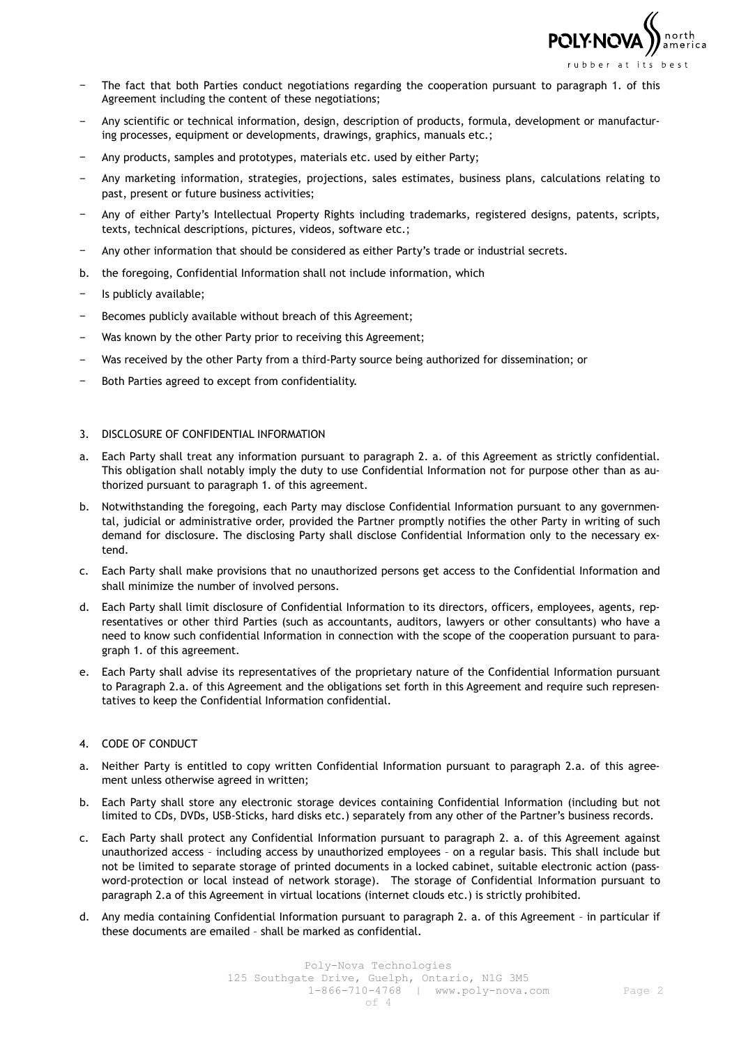- The fact that both Parties conduct negotiations regarding the cooperation pursuant to paragraph 1. of this Agreement including the content of these negotiations;
- Any scientific or technical information, design, description of products, formula, development or manufacturing processes, equipment or developments, drawings, graphics, manuals etc.;
- Any products, samples and prototypes, materials etc. used by either Party;
- Any marketing information, strategies, projections, sales estimates, business plans, calculations relating to past, present or future business activities;
- Any of either Party's Intellectual Property Rights including trademarks, registered designs, patents, scripts, texts, technical descriptions, pictures, videos, software etc.;
- Any other information that should be considered as either Party's trade or industrial secrets.

b. the foregoing, Confidential Information shall not include information, which

- Is publicly available;
- Becomes publicly available without breach of this Agreement;
- Was known by the other Party prior to receiving this Agreement;
- Was received by the other Party from a third-Party source being authorized for dissemination; or
- Both Parties agreed to except from confidentiality.

3. DISCLOSURE OF CONFIDENTIAL INFORMATION

a. Each Party shall treat any information pursuant to paragraph 2. a. of this Agreement as strictly confidential. This obligation shall notably imply the duty to use Confidential Information not for purpose other than as authorized pursuant to paragraph 1. of this agreement.

b. Notwithstanding the foregoing, each Party may disclose Confidential Information pursuant to any governmental, judicial or administrative order, provided the Partner promptly notifies the other Party in writing of such demand for disclosure. The disclosing Party shall disclose Confidential Information only to the necessary extend.

c. Each Party shall make provisions that no unauthorized persons get access to the Confidential Information and shall minimize the number of involved persons.

d. Each Party shall limit disclosure of Confidential Information to its directors, officers, employees, agents, representatives or other third Parties (such as accountants, auditors, lawyers or other consultants) who have a need to know such confidential Information in connection with the scope of the cooperation pursuant to paragraph 1. of this agreement.

e. Each Party shall advise its representatives of the proprietary nature of the Confidential Information pursuant to Paragraph 2.a. of this Agreement and the obligations set forth in this Agreement and require such representatives to keep the Confidential Information confidential.

4. CODE OF CONDUCT

a. Neither Party is entitled to copy written Confidential Information pursuant to paragraph 2.a. of this agreement unless otherwise agreed in written;

b. Each Party shall store any electronic storage devices containing Confidential Information (including but not limited to CDs, DVDs, USB-Sticks, hard disks etc.) separately from any other of the Partner's business records.

c. Each Party shall protect any Confidential Information pursuant to paragraph 2. a. of this Agreement against unauthorized access – including access by unauthorized employees – on a regular basis. This shall include but not be limited to separate storage of printed documents in a locked cabinet, suitable electronic action (password-protection or local instead of network storage). The storage of Confidential Information pursuant to paragraph 2.a of this Agreement in virtual locations (internet clouds etc.) is strictly prohibited.

d. Any media containing Confidential Information pursuant to paragraph 2. a. of this Agreement – in particular if these documents are emailed – shall be marked as confidential.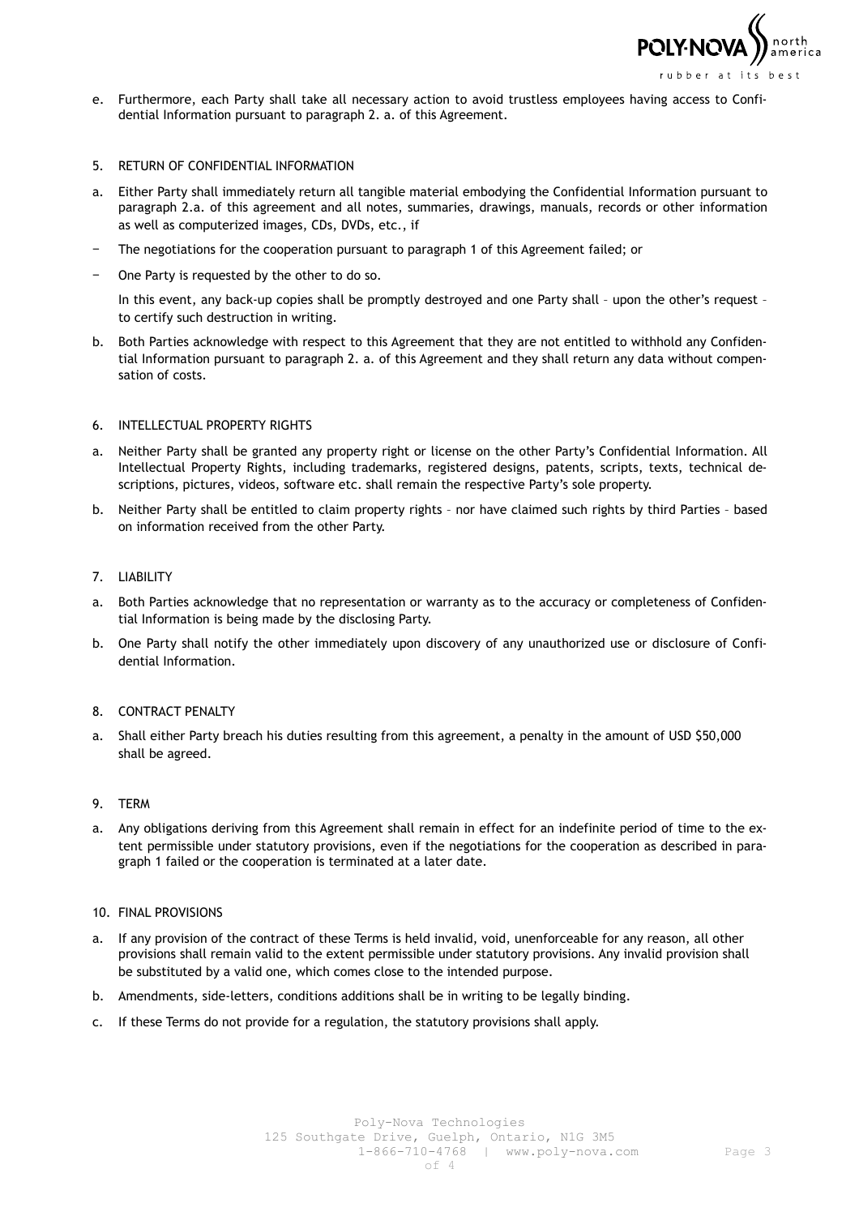e. Furthermore, each Party shall take all necessary action to avoid trustless employees having access to Confidential Information pursuant to paragraph 2. a. of this Agreement.

5. RETURN OF CONFIDENTIAL INFORMATION

a. Either Party shall immediately return all tangible material embodying the Confidential Information pursuant to paragraph 2.a. of this agreement and all notes, summaries, drawings, manuals, records or other information as well as computerized images, CDs, DVDs, etc., if

- The negotiations for the cooperation pursuant to paragraph 1 of this Agreement failed; or
- One Party is requested by the other to do so.

In this event, any back-up copies shall be promptly destroyed and one Party shall – upon the other's request – to certify such destruction in writing.

b. Both Parties acknowledge with respect to this Agreement that they are not entitled to withhold any Confidential Information pursuant to paragraph 2. a. of this Agreement and they shall return any data without compensation of costs.

6. INTELLECTUAL PROPERTY RIGHTS

a. Neither Party shall be granted any property right or license on the other Party's Confidential Information. All Intellectual Property Rights, including trademarks, registered designs, patents, scripts, texts, technical descriptions, pictures, videos, software etc. shall remain the respective Party's sole property.

b. Neither Party shall be entitled to claim property rights – nor have claimed such rights by third Parties – based on information received from the other Party.

7. LIABILITY

a. Both Parties acknowledge that no representation or warranty as to the accuracy or completeness of Confidential Information is being made by the disclosing Party.

b. One Party shall notify the other immediately upon discovery of any unauthorized use or disclosure of Confidential Information.

8. CONTRACT PENALTY

a. Shall either Party breach his duties resulting from this agreement, a penalty in the amount of USD $50,000 shall be agreed.

9. TERM

a. Any obligations deriving from this Agreement shall remain in effect for an indefinite period of time to the extent permissible under statutory provisions, even if the negotiations for the cooperation as described in paragraph 1 failed or the cooperation is terminated at a later date.

10. FINAL PROVISIONS

a. If any provision of the contract of these Terms is held invalid, void, unenforceable for any reason, all other provisions shall remain valid to the extent permissible under statutory provisions. Any invalid provision shall be substituted by a valid one, which comes close to the intended purpose.

b. Amendments, side-letters, conditions additions shall be in writing to be legally binding.

c. If these Terms do not provide for a regulation, the statutory provisions shall apply.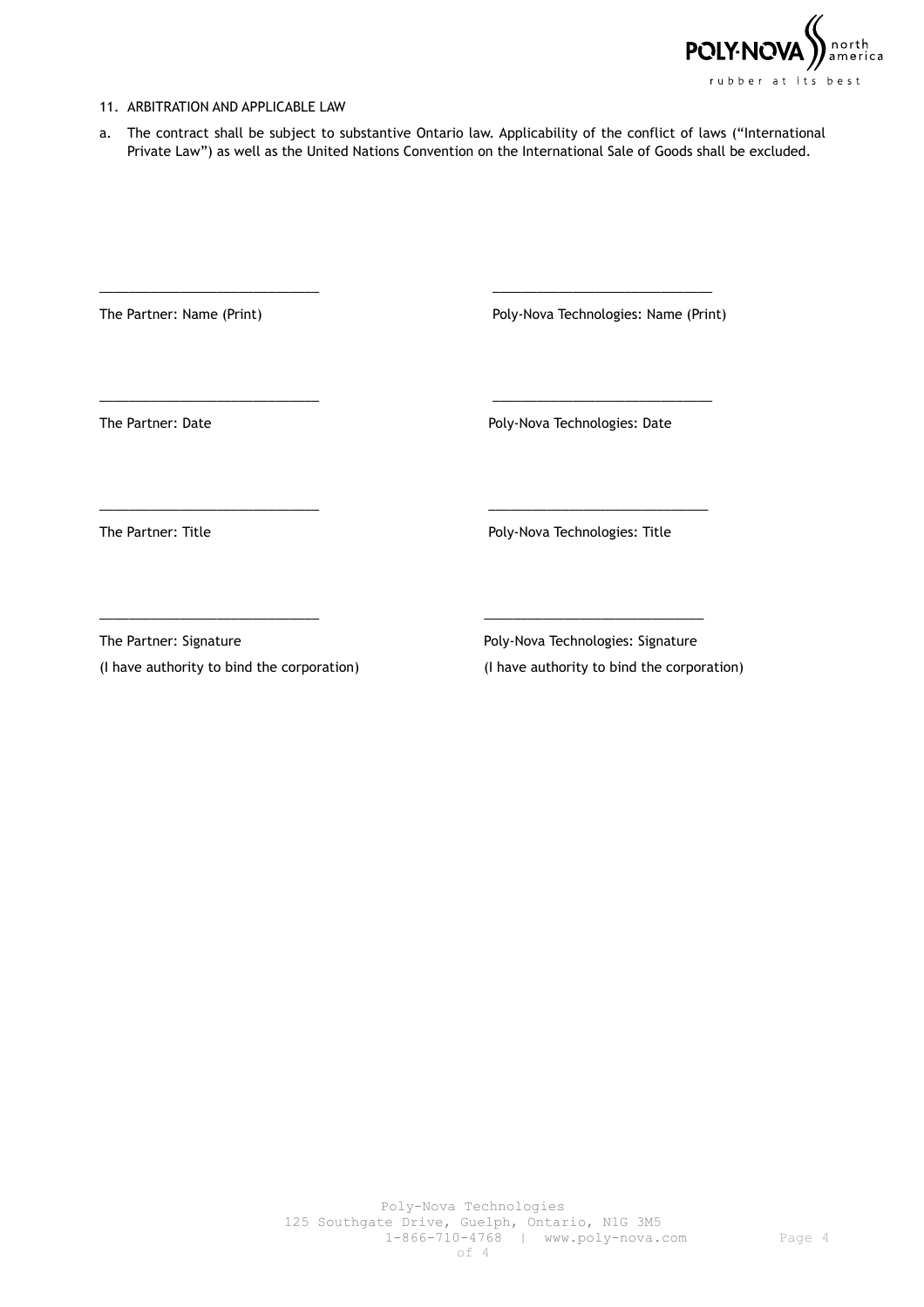## 11. ARBITRATION AND APPLICABLE LAW

a. The contract shall be subject to substantive Ontario law. Applicability of the conflict of laws ("International Private Law") as well as the United Nations Convention on the International Sale of Goods shall be excluded.

| | |
|---|---|
| ______________________________ | ______________________________ |
| The Partner: Name (Print) | Poly-Nova Technologies: Name (Print) |
| ______________________________ | ______________________________ |
| The Partner: Date | Poly-Nova Technologies: Date |
| ______________________________ | ______________________________ |
| The Partner: Title | Poly-Nova Technologies: Title |
| ______________________________ | ______________________________ |
| The Partner: Signature<br>(I have authority to bind the corporation) | Poly-Nova Technologies: Signature<br>(I have authority to bind the corporation) |

Poly-Nova Technologies
125 Southgate Drive, Guelph, Ontario, N1G 3M5
1-866-710-4768 | www.poly-nova.com